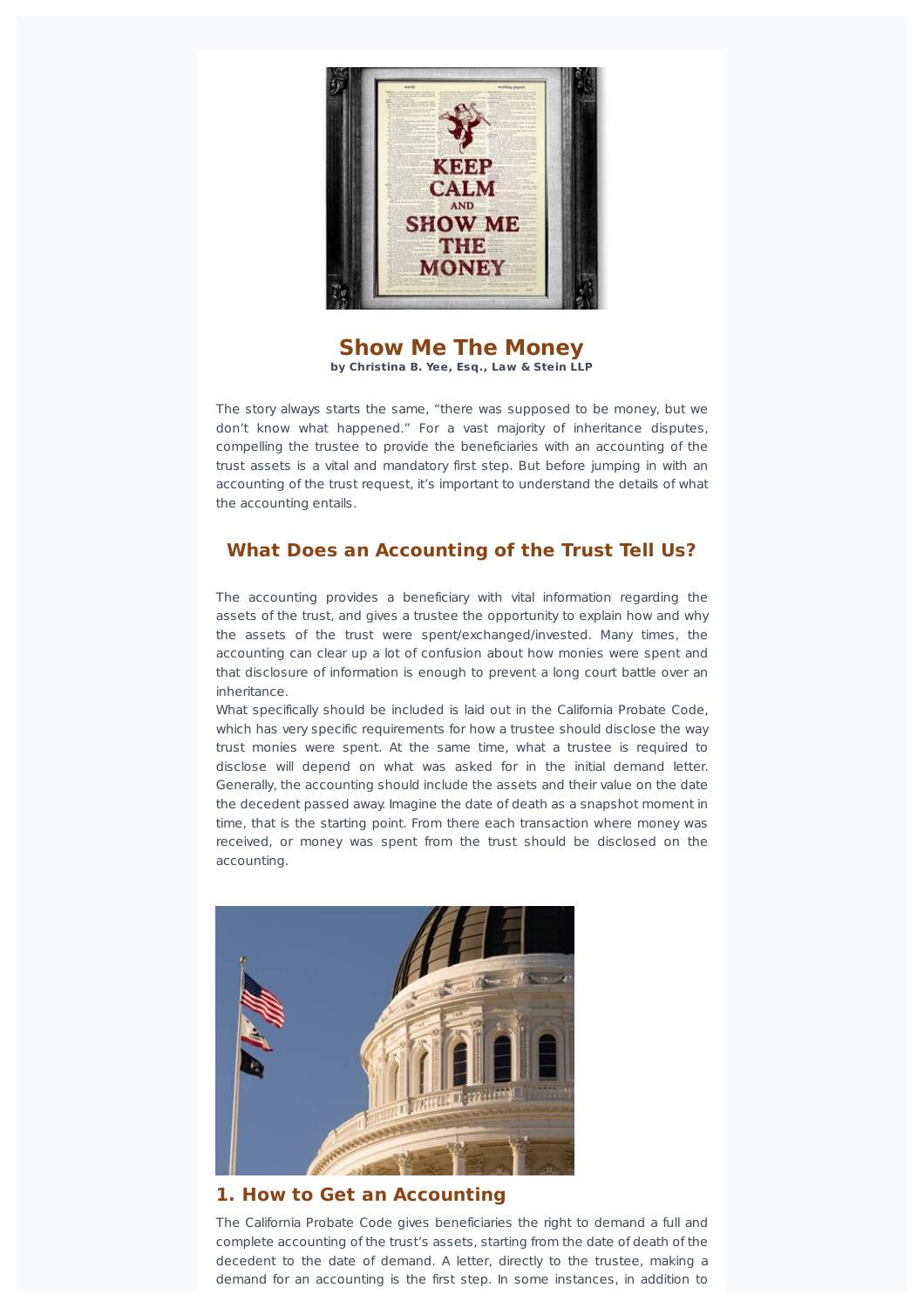# Show Me The Money

**by Christina B. Yee, Esq., Law & Stein LLP**

The story always starts the same, "there was supposed to be money, but we don't know what happened." For a vast majority of inheritance disputes, compelling the trustee to provide the beneficiaries with an accounting of the trust assets is a vital and mandatory first step. But before jumping in with an accounting of the trust request, it's important to understand the details of what the accounting entails.

## What Does an Accounting of the Trust Tell Us?

The accounting provides a beneficiary with vital information regarding the assets of the trust, and gives a trustee the opportunity to explain how and why the assets of the trust were spent/exchanged/invested. Many times, the accounting can clear up a lot of confusion about how monies were spent and that disclosure of information is enough to prevent a long court battle over an inheritance.

What specifically should be included is laid out in the California Probate Code, which has very specific requirements for how a trustee should disclose the way trust monies were spent. At the same time, what a trustee is required to disclose will depend on what was asked for in the initial demand letter. Generally, the accounting should include the assets and their value on the date the decedent passed away. Imagine the date of death as a snapshot moment in time, that is the starting point. From there each transaction where money was received, or money was spent from the trust should be disclosed on the accounting.

### 1. How to Get an Accounting

The California Probate Code gives beneficiaries the right to demand a full and complete accounting of the trust's assets, starting from the date of death of the decedent to the date of demand. A letter, directly to the trustee, making a demand for an accounting is the first step. In some instances, in addition to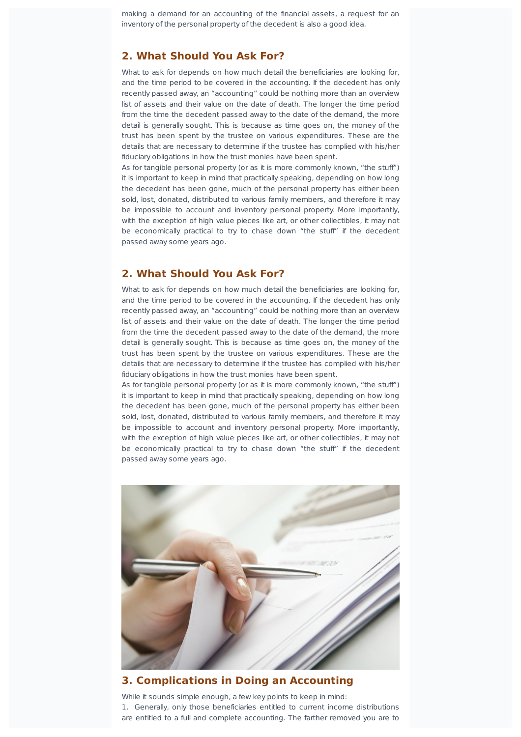making a demand for an accounting of the financial assets, a request for an inventory of the personal property of the decedent is also a good idea.

## 2. What Should You Ask For?

What to ask for depends on how much detail the beneficiaries are looking for, and the time period to be covered in the accounting. If the decedent has only recently passed away, an "accounting" could be nothing more than an overview list of assets and their value on the date of death. The longer the time period from the time the decedent passed away to the date of the demand, the more detail is generally sought. This is because as time goes on, the money of the trust has been spent by the trustee on various expenditures. These are the details that are necessary to determine if the trustee has complied with his/her fiduciary obligations in how the trust monies have been spent.

As for tangible personal property (or as it is more commonly known, "the stuff") it is important to keep in mind that practically speaking, depending on how long the decedent has been gone, much of the personal property has either been sold, lost, donated, distributed to various family members, and therefore it may be impossible to account and inventory personal property. More importantly, with the exception of high value pieces like art, or other collectibles, it may not be economically practical to try to chase down "the stuff" if the decedent passed away some years ago.

## 2. What Should You Ask For?

What to ask for depends on how much detail the beneficiaries are looking for, and the time period to be covered in the accounting. If the decedent has only recently passed away, an "accounting" could be nothing more than an overview list of assets and their value on the date of death. The longer the time period from the time the decedent passed away to the date of the demand, the more detail is generally sought. This is because as time goes on, the money of the trust has been spent by the trustee on various expenditures. These are the details that are necessary to determine if the trustee has complied with his/her fiduciary obligations in how the trust monies have been spent.

As for tangible personal property (or as it is more commonly known, "the stuff") it is important to keep in mind that practically speaking, depending on how long the decedent has been gone, much of the personal property has either been sold, lost, donated, distributed to various family members, and therefore it may be impossible to account and inventory personal property. More importantly, with the exception of high value pieces like art, or other collectibles, it may not be economically practical to try to chase down "the stuff" if the decedent passed away some years ago.

## 3. Complications in Doing an Accounting

While it sounds simple enough, a few key points to keep in mind:

1. Generally, only those beneficiaries entitled to current income distributions are entitled to a full and complete accounting. The farther removed you are to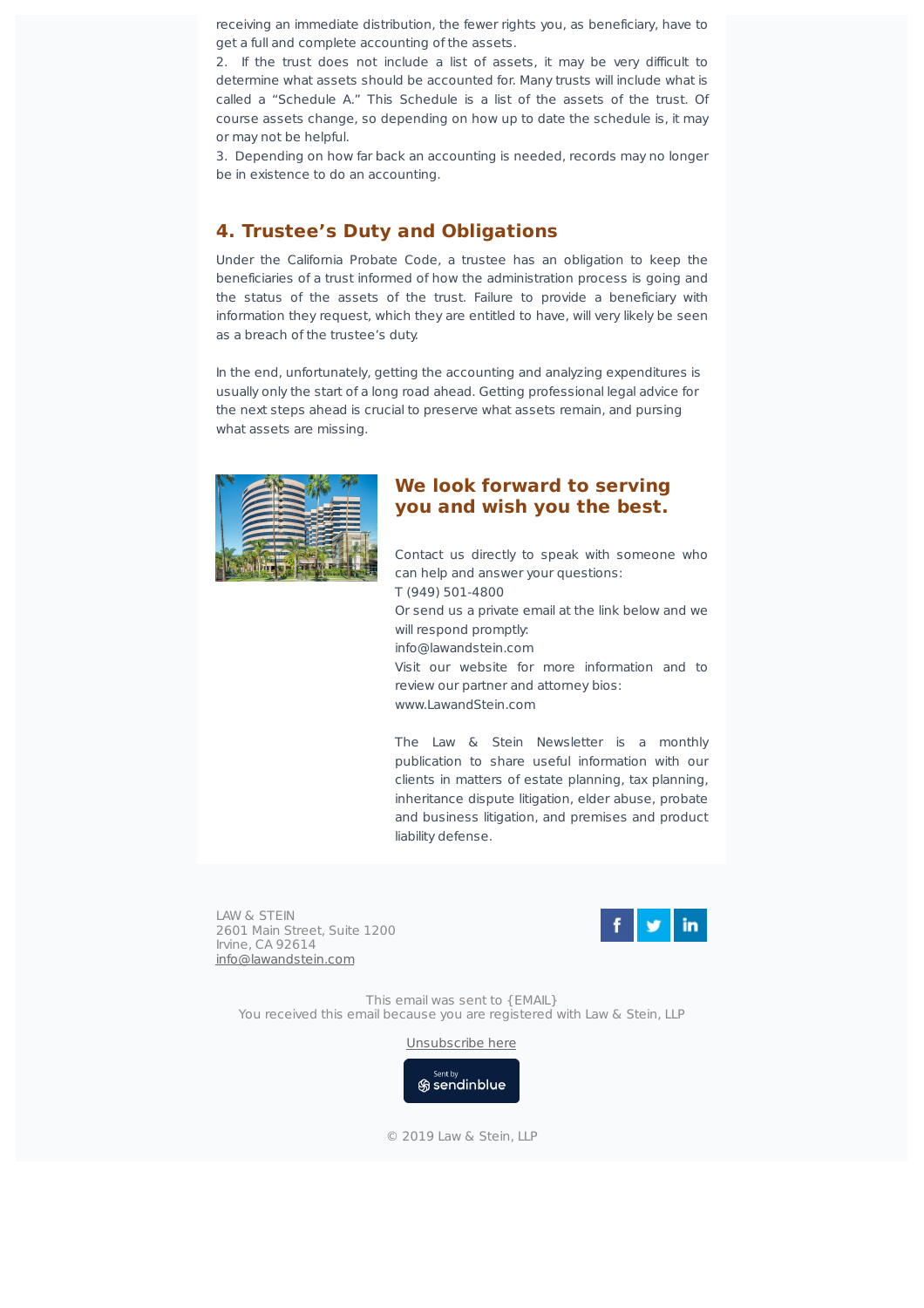receiving an immediate distribution, the fewer rights you, as beneficiary, have to get a full and complete accounting of the assets.

2. If the trust does not include a list of assets, it may be very difficult to determine what assets should be accounted for. Many trusts will include what is called a “Schedule A.” This Schedule is a list of the assets of the trust. Of course assets change, so depending on how up to date the schedule is, it may or may not be helpful.

3. Depending on how far back an accounting is needed, records may no longer be in existence to do an accounting.

## 4. Trustee’s Duty and Obligations

Under the California Probate Code, a trustee has an obligation to keep the beneficiaries of a trust informed of how the administration process is going and the status of the assets of the trust. Failure to provide a beneficiary with information they request, which they are entitled to have, will very likely be seen as a breach of the trustee’s duty.

In the end, unfortunately, getting the accounting and analyzing expenditures is usually only the start of a long road ahead. Getting professional legal advice for the next steps ahead is crucial to preserve what assets remain, and pursuing what assets are missing.

## We look forward to serving you and wish you the best.

Contact us directly to speak with someone who can help and answer your questions:
T (949) 501-4800
Or send us a private email at the link below and we will respond promptly:
info@lawandstein.com
Visit our website for more information and to review our partner and attorney bios:
www.LawandStein.com

The Law & Stein Newsletter is a monthly publication to share useful information with our clients in matters of estate planning, tax planning, inheritance dispute litigation, elder abuse, probate and business litigation, and premises and product liability defense.

LAW & STEIN
2601 Main Street, Suite 1200
Irvine, CA 92614
info@lawandstein.com

This email was sent to {EMAIL}
You received this email because you are registered with Law & Stein, LLP

Unsubscribe here

Sent by sendinblue

© 2019 Law & Stein, LLP